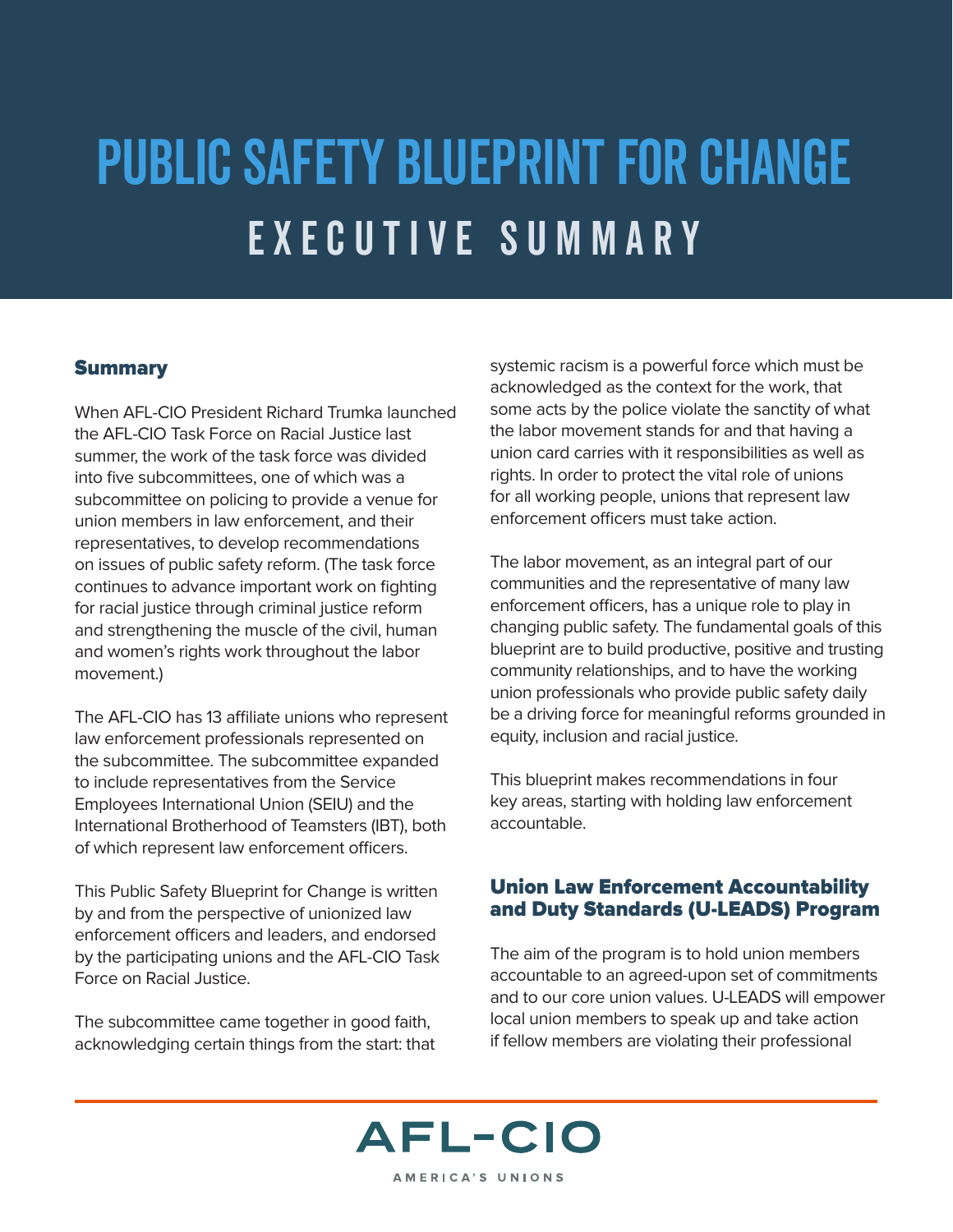# PUBLIC SAFETY BLUEPRINT FOR CHANGE

## EXECUTIVE SUMMARY

### Summary

When AFL-CIO President Richard Trumka launched the AFL-CIO Task Force on Racial Justice last summer, the work of the task force was divided into five subcommittees, one of which was a subcommittee on policing to provide a venue for union members in law enforcement, and their representatives, to develop recommendations on issues of public safety reform. (The task force continues to advance important work on fighting for racial justice through criminal justice reform and strengthening the muscle of the civil, human and women's rights work throughout the labor movement.)

The AFL-CIO has 13 affiliate unions who represent law enforcement professionals represented on the subcommittee. The subcommittee expanded to include representatives from the Service Employees International Union (SEIU) and the International Brotherhood of Teamsters (IBT), both of which represent law enforcement officers.

This Public Safety Blueprint for Change is written by and from the perspective of unionized law enforcement officers and leaders, and endorsed by the participating unions and the AFL-CIO Task Force on Racial Justice.

The subcommittee came together in good faith, acknowledging certain things from the start: that systemic racism is a powerful force which must be acknowledged as the context for the work, that some acts by the police violate the sanctity of what the labor movement stands for and that having a union card carries with it responsibilities as well as rights. In order to protect the vital role of unions for all working people, unions that represent law enforcement officers must take action.

The labor movement, as an integral part of our communities and the representative of many law enforcement officers, has a unique role to play in changing public safety. The fundamental goals of this blueprint are to build productive, positive and trusting community relationships, and to have the working union professionals who provide public safety daily be a driving force for meaningful reforms grounded in equity, inclusion and racial justice.

This blueprint makes recommendations in four key areas, starting with holding law enforcement accountable.

### Union Law Enforcement Accountability and Duty Standards (U-LEADS) Program

The aim of the program is to hold union members accountable to an agreed-upon set of commitments and to our core union values. U-LEADS will empower local union members to speak up and take action if fellow members are violating their professional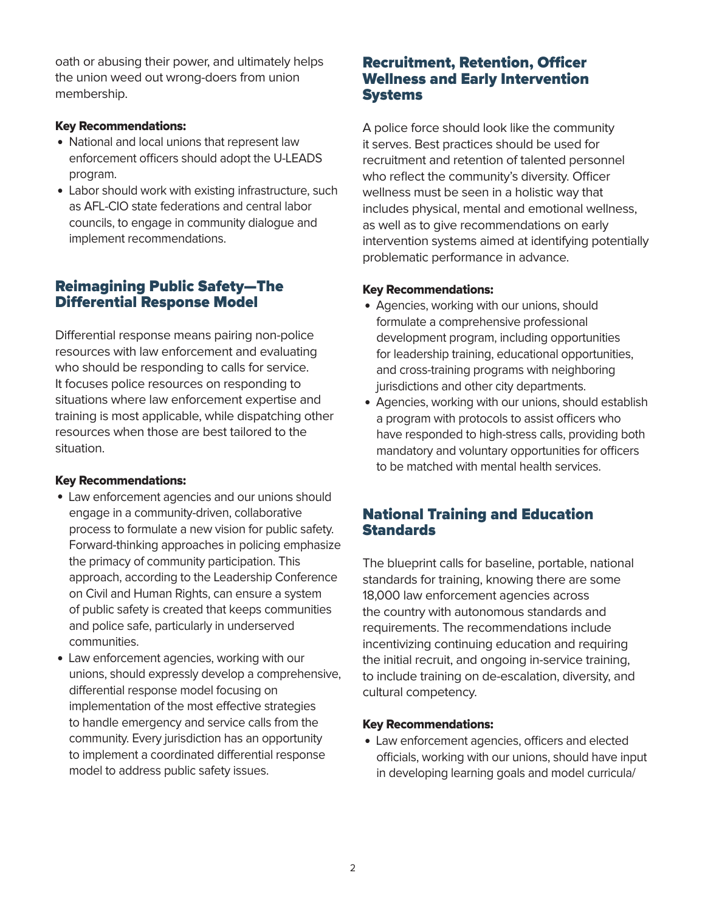oath or abusing their power, and ultimately helps the union weed out wrong-doers from union membership.

**Key Recommendations:**

- National and local unions that represent law enforcement officers should adopt the U-LEADS program.
- Labor should work with existing infrastructure, such as AFL-CIO state federations and central labor councils, to engage in community dialogue and implement recommendations.

## Reimagining Public Safety—The Differential Response Model

Differential response means pairing non-police resources with law enforcement and evaluating who should be responding to calls for service. It focuses police resources on responding to situations where law enforcement expertise and training is most applicable, while dispatching other resources when those are best tailored to the situation.

**Key Recommendations:**

- Law enforcement agencies and our unions should engage in a community-driven, collaborative process to formulate a new vision for public safety. Forward-thinking approaches in policing emphasize the primacy of community participation. This approach, according to the Leadership Conference on Civil and Human Rights, can ensure a system of public safety is created that keeps communities and police safe, particularly in underserved communities.
- Law enforcement agencies, working with our unions, should expressly develop a comprehensive, differential response model focusing on implementation of the most effective strategies to handle emergency and service calls from the community. Every jurisdiction has an opportunity to implement a coordinated differential response model to address public safety issues.

## Recruitment, Retention, Officer Wellness and Early Intervention Systems

A police force should look like the community it serves. Best practices should be used for recruitment and retention of talented personnel who reflect the community's diversity. Officer wellness must be seen in a holistic way that includes physical, mental and emotional wellness, as well as to give recommendations on early intervention systems aimed at identifying potentially problematic performance in advance.

**Key Recommendations:**

- Agencies, working with our unions, should formulate a comprehensive professional development program, including opportunities for leadership training, educational opportunities, and cross-training programs with neighboring jurisdictions and other city departments.
- Agencies, working with our unions, should establish a program with protocols to assist officers who have responded to high-stress calls, providing both mandatory and voluntary opportunities for officers to be matched with mental health services.

## National Training and Education Standards

The blueprint calls for baseline, portable, national standards for training, knowing there are some 18,000 law enforcement agencies across the country with autonomous standards and requirements. The recommendations include incentivizing continuing education and requiring the initial recruit, and ongoing in-service training, to include training on de-escalation, diversity, and cultural competency.

**Key Recommendations:**

- Law enforcement agencies, officers and elected officials, working with our unions, should have input in developing learning goals and model curricula/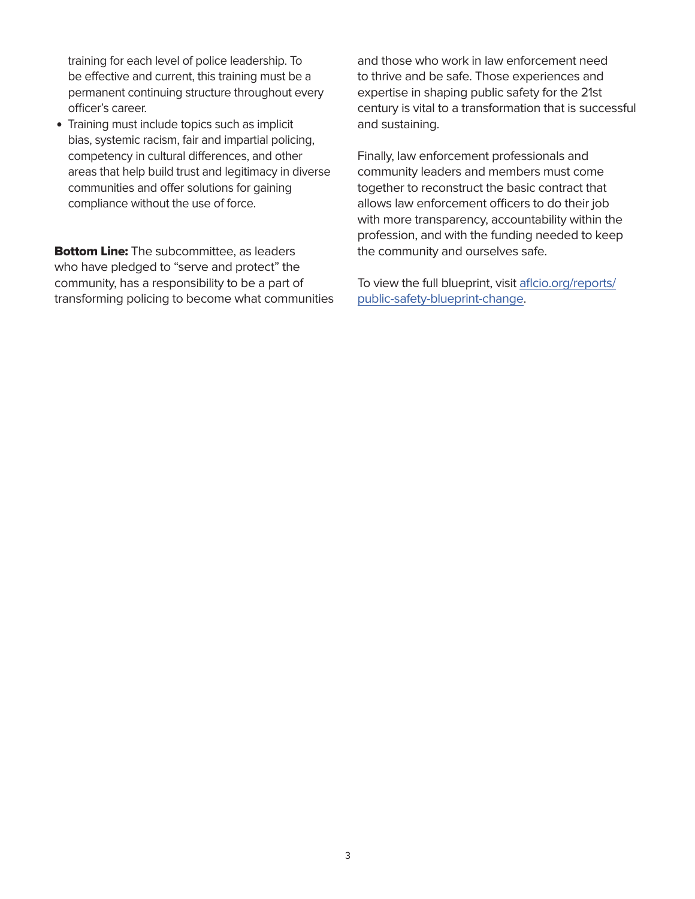training for each level of police leadership. To be effective and current, this training must be a permanent continuing structure throughout every officer's career.

- Training must include topics such as implicit bias, systemic racism, fair and impartial policing, competency in cultural differences, and other areas that help build trust and legitimacy in diverse communities and offer solutions for gaining compliance without the use of force.

**Bottom Line:** The subcommittee, as leaders who have pledged to "serve and protect" the community, has a responsibility to be a part of transforming policing to become what communities and those who work in law enforcement need to thrive and be safe. Those experiences and expertise in shaping public safety for the 21st century is vital to a transformation that is successful and sustaining.

Finally, law enforcement professionals and community leaders and members must come together to reconstruct the basic contract that allows law enforcement officers to do their job with more transparency, accountability within the profession, and with the funding needed to keep the community and ourselves safe.

To view the full blueprint, visit [aflcio.org/reports/public-safety-blueprint-change](aflcio.org/reports/public-safety-blueprint-change).